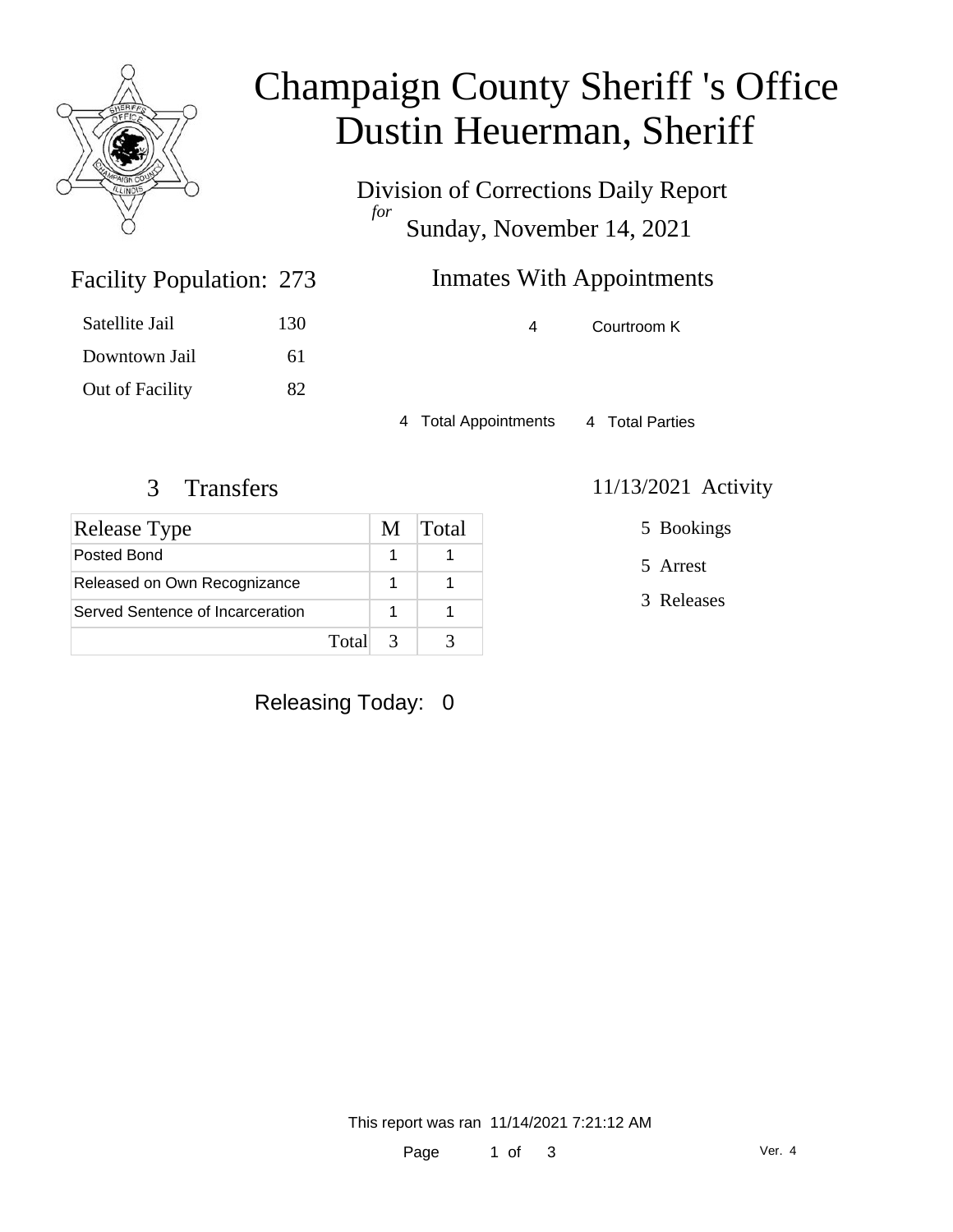# Champaign County Sheriff 's Office
# Dustin Heuerman, Sheriff

Division of Corrections Daily Report
*for*
Sunday, November 14, 2021

## Facility Population: 273

| | |
|---|---|
| Satellite Jail | 130 |
| Downtown Jail | 61 |
| Out of Facility | 82 |

## Inmates With Appointments

| | |
|---|---|
| 4 | Courtroom K |

4 Total Appointments    4 Total Parties

## 3 Transfers

| Release Type | M | Total |
|---|---|---|
| Posted Bond | 1 | 1 |
| Released on Own Recognizance | 1 | 1 |
| Served Sentence of Incarceration | 1 | 1 |
| Total | 3 | 3 |

## 11/13/2021 Activity

- 5 Bookings
- 5 Arrest
- 3 Releases

Releasing Today: 0

This report was ran 11/14/2021 7:21:12 AM

Ver. 4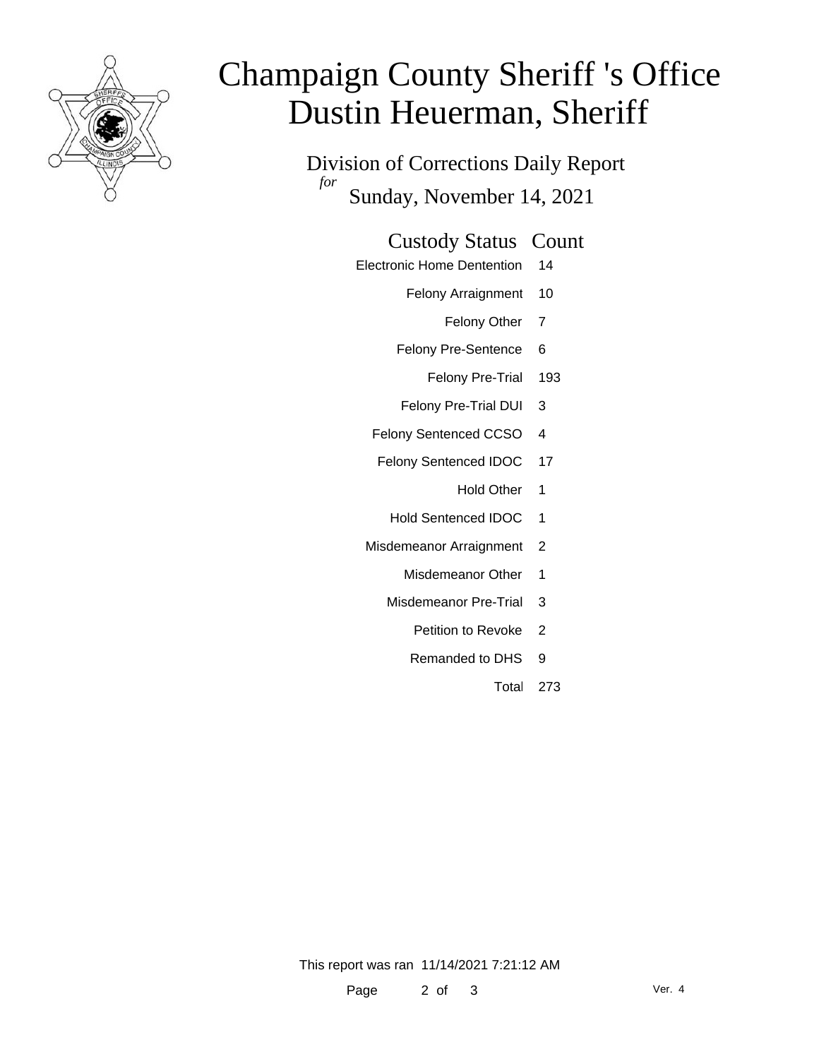# Champaign County Sheriff 's Office
# Dustin Heuerman, Sheriff

## Division of Corrections Daily Report

*for*

Sunday, November 14, 2021

| Custody Status | Count |
|---|---|
| Electronic Home Dentention | 14 |
| Felony Arraignment | 10 |
| Felony Other | 7 |
| Felony Pre-Sentence | 6 |
| Felony Pre-Trial | 193 |
| Felony Pre-Trial DUI | 3 |
| Felony Sentenced CCSO | 4 |
| Felony Sentenced IDOC | 17 |
| Hold Other | 1 |
| Hold Sentenced IDOC | 1 |
| Misdemeanor Arraignment | 2 |
| Misdemeanor Other | 1 |
| Misdemeanor Pre-Trial | 3 |
| Petition to Revoke | 2 |
| Remanded to DHS | 9 |
| Total | 273 |

This report was ran 11/14/2021 7:21:12 AM

Ver. 4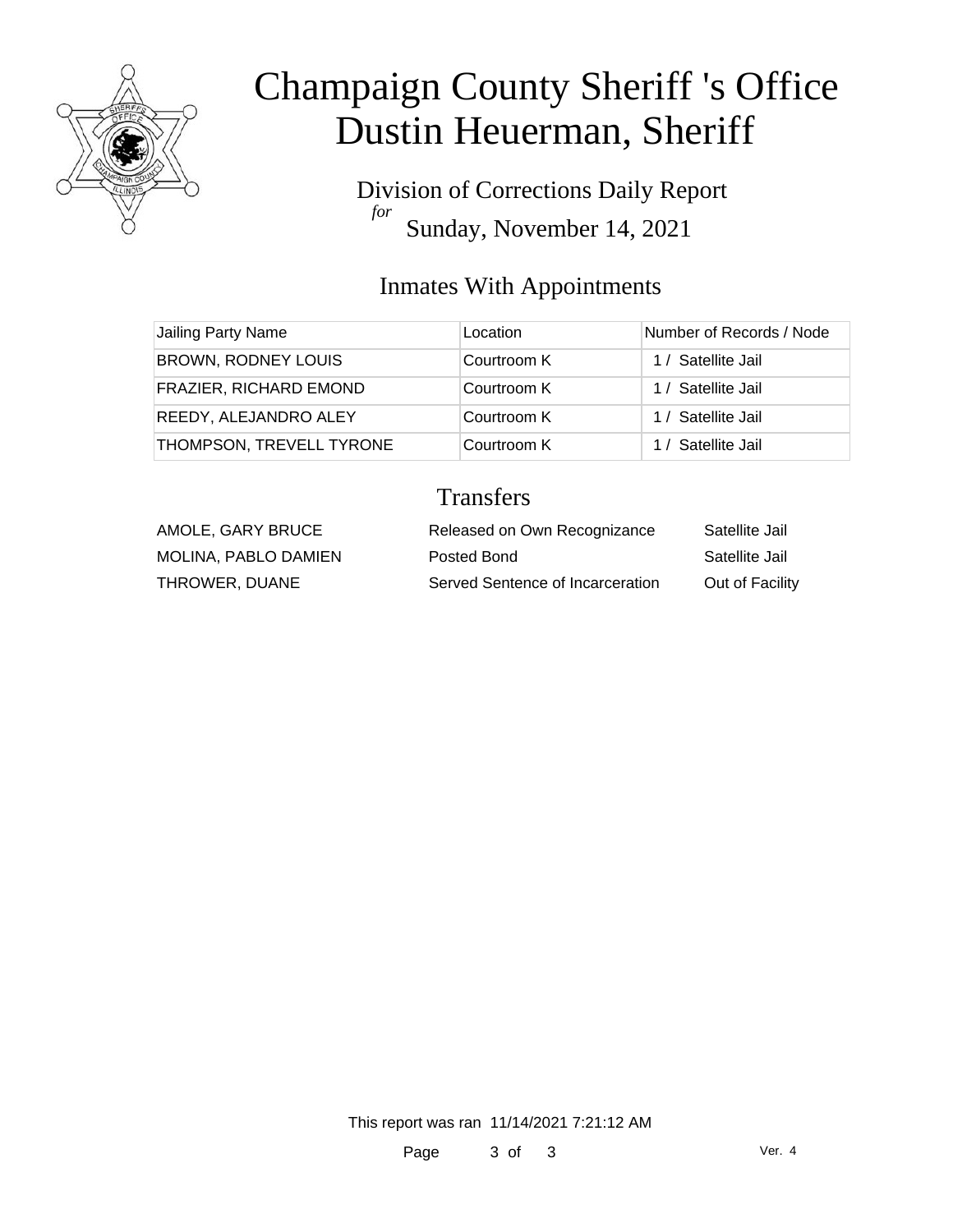# Champaign County Sheriff 's Office
# Dustin Heuerman, Sheriff

Division of Corrections Daily Report
*for*
Sunday, November 14, 2021

## Inmates With Appointments

| Jailing Party Name | Location | Number of Records / Node |
|---|---|---|
| BROWN, RODNEY LOUIS | Courtroom K | 1 / Satellite Jail |
| FRAZIER, RICHARD EMOND | Courtroom K | 1 / Satellite Jail |
| REEDY, ALEJANDRO ALEY | Courtroom K | 1 / Satellite Jail |
| THOMPSON, TREVELL TYRONE | Courtroom K | 1 / Satellite Jail |

## Transfers

| | | |
|---|---|---|
| AMOLE, GARY BRUCE | Released on Own Recognizance | Satellite Jail |
| MOLINA, PABLO DAMIEN | Posted Bond | Satellite Jail |
| THROWER, DUANE | Served Sentence of Incarceration | Out of Facility |

This report was ran 11/14/2021 7:21:12 AM